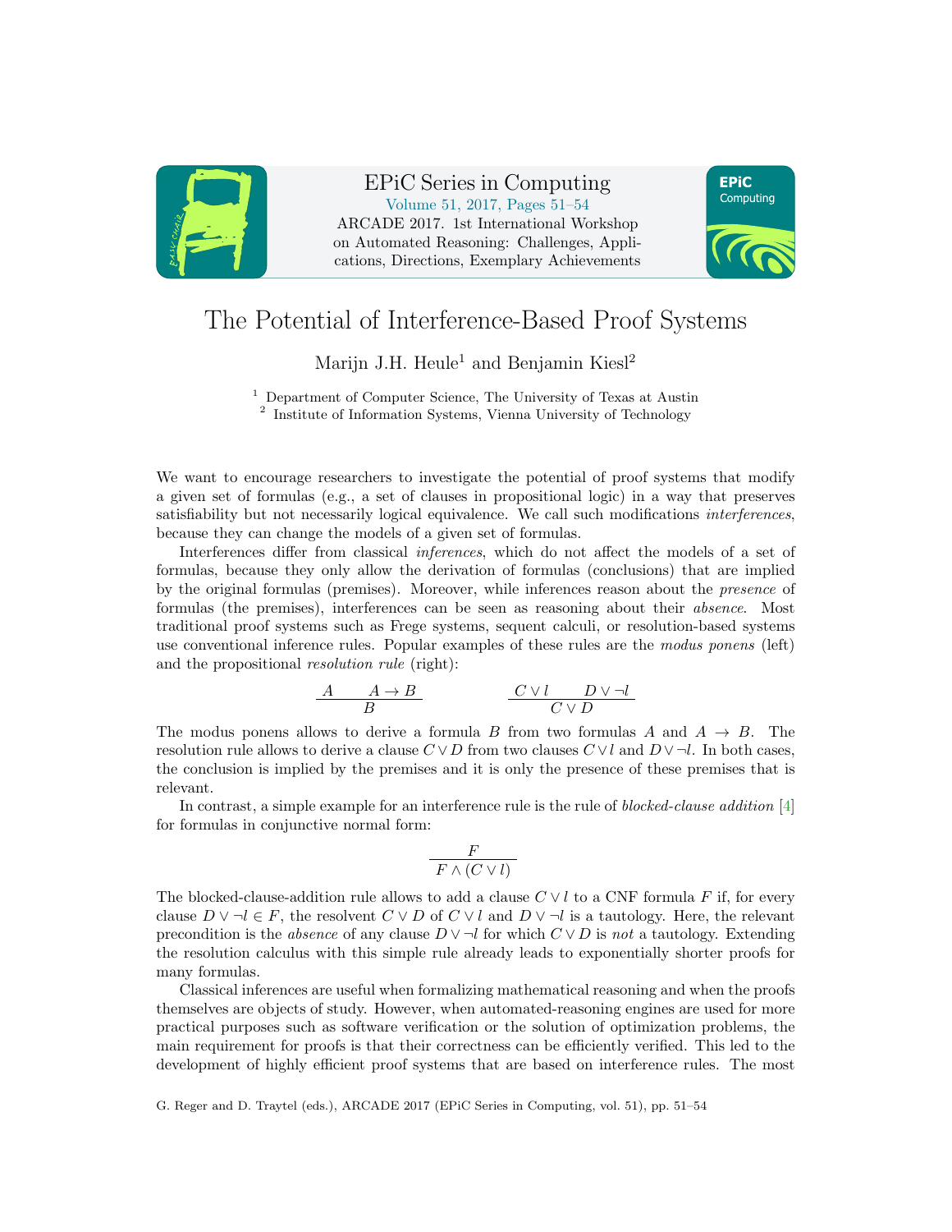# The Potential of Interference-Based Proof Systems

Marijn J.H. Heule[1] and Benjamin Kiesl[2]

[1] Department of Computer Science, The University of Texas at Austin
[2] Institute of Information Systems, Vienna University of Technology

We want to encourage researchers to investigate the potential of proof systems that modify a given set of formulas (e.g., a set of clauses in propositional logic) in a way that preserves satisfiability but not necessarily logical equivalence. We call such modifications *interferences*, because they can change the models of a given set of formulas.

Interferences differ from classical *inferences*, which do not affect the models of a set of formulas, because they only allow the derivation of formulas (conclusions) that are implied by the original formulas (premises). Moreover, while inferences reason about the *presence* of formulas (the premises), interferences can be seen as reasoning about their *absence*. Most traditional proof systems such as Frege systems, sequent calculi, or resolution-based systems use conventional inference rules. Popular examples of these rules are the *modus ponens* (left) and the propositional *resolution rule* (right):

$$\frac{A \qquad A \rightarrow B}{B} \qquad\qquad \frac{C \lor l \qquad D \lor \neg l}{C \lor D}$$

The modus ponens allows to derive a formula $B$ from two formulas $A$ and $A \rightarrow B$. The resolution rule allows to derive a clause $C \lor D$ from two clauses $C \lor l$ and $D \lor \neg l$. In both cases, the conclusion is implied by the premises and it is only the presence of these premises that is relevant.

In contrast, a simple example for an interference rule is the rule of *blocked-clause addition* [4] for formulas in conjunctive normal form:

$$\frac{F}{F \land (C \lor l)}$$

The blocked-clause-addition rule allows to add a clause $C \lor l$ to a CNF formula $F$ if, for every clause $D \lor \neg l \in F$, the resolvent $C \lor D$ of $C \lor l$ and $D \lor \neg l$ is a tautology. Here, the relevant precondition is the *absence* of any clause $D \lor \neg l$ for which $C \lor D$ is *not* a tautology. Extending the resolution calculus with this simple rule already leads to exponentially shorter proofs for many formulas.

Classical inferences are useful when formalizing mathematical reasoning and when the proofs themselves are objects of study. However, when automated-reasoning engines are used for more practical purposes such as software verification or the solution of optimization problems, the main requirement for proofs is that their correctness can be efficiently verified. This led to the development of highly efficient proof systems that are based on interference rules. The most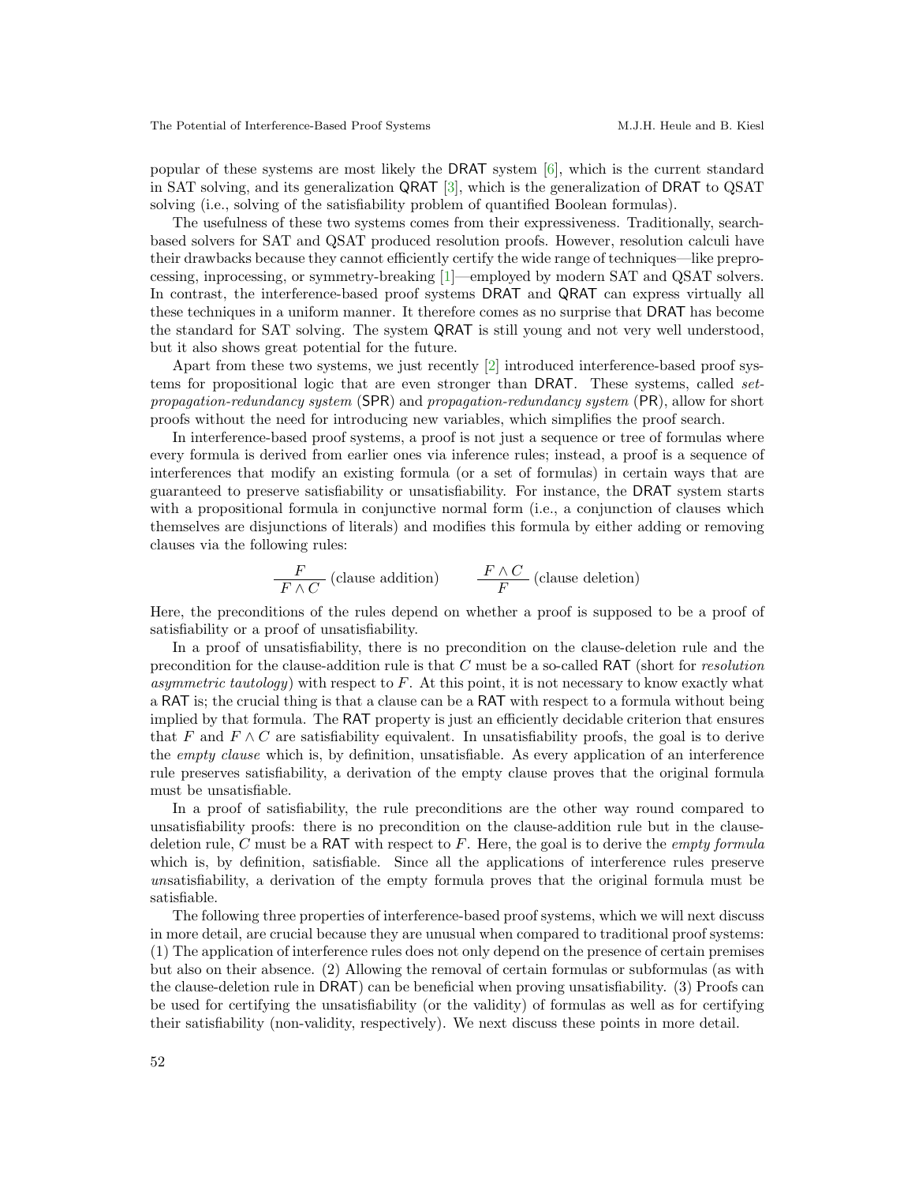popular of these systems are most likely the DRAT system [6], which is the current standard in SAT solving, and its generalization QRAT [3], which is the generalization of DRAT to QSAT solving (i.e., solving of the satisfiability problem of quantified Boolean formulas).

The usefulness of these two systems comes from their expressiveness. Traditionally, search-based solvers for SAT and QSAT produced resolution proofs. However, resolution calculi have their drawbacks because they cannot efficiently certify the wide range of techniques—like preprocessing, inprocessing, or symmetry-breaking [1]—employed by modern SAT and QSAT solvers. In contrast, the interference-based proof systems DRAT and QRAT can express virtually all these techniques in a uniform manner. It therefore comes as no surprise that DRAT has become the standard for SAT solving. The system QRAT is still young and not very well understood, but it also shows great potential for the future.

Apart from these two systems, we just recently [2] introduced interference-based proof systems for propositional logic that are even stronger than DRAT. These systems, called *set-propagation-redundancy system* (SPR) and *propagation-redundancy system* (PR), allow for short proofs without the need for introducing new variables, which simplifies the proof search.

In interference-based proof systems, a proof is not just a sequence or tree of formulas where every formula is derived from earlier ones via inference rules; instead, a proof is a sequence of interferences that modify an existing formula (or a set of formulas) in certain ways that are guaranteed to preserve satisfiability or unsatisfiability. For instance, the DRAT system starts with a propositional formula in conjunctive normal form (i.e., a conjunction of clauses which themselves are disjunctions of literals) and modifies this formula by either adding or removing clauses via the following rules:

$$\frac{F}{F \wedge C} \text{ (clause addition)} \qquad \frac{F \wedge C}{F} \text{ (clause deletion)}$$

Here, the preconditions of the rules depend on whether a proof is supposed to be a proof of satisfiability or a proof of unsatisfiability.

In a proof of unsatisfiability, there is no precondition on the clause-deletion rule and the precondition for the clause-addition rule is that $C$ must be a so-called RAT (short for *resolution asymmetric tautology*) with respect to $F$. At this point, it is not necessary to know exactly what a RAT is; the crucial thing is that a clause can be a RAT with respect to a formula without being implied by that formula. The RAT property is just an efficiently decidable criterion that ensures that $F$ and $F \wedge C$ are satisfiability equivalent. In unsatisfiability proofs, the goal is to derive the *empty clause* which is, by definition, unsatisfiable. As every application of an interference rule preserves satisfiability, a derivation of the empty clause proves that the original formula must be unsatisfiable.

In a proof of satisfiability, the rule preconditions are the other way round compared to unsatisfiability proofs: there is no precondition on the clause-addition rule but in the clause-deletion rule, $C$ must be a RAT with respect to $F$. Here, the goal is to derive the *empty formula* which is, by definition, satisfiable. Since all the applications of interference rules preserve *un*satisfiability, a derivation of the empty formula proves that the original formula must be satisfiable.

The following three properties of interference-based proof systems, which we will next discuss in more detail, are crucial because they are unusual when compared to traditional proof systems: (1) The application of interference rules does not only depend on the presence of certain premises but also on their absence. (2) Allowing the removal of certain formulas or subformulas (as with the clause-deletion rule in DRAT) can be beneficial when proving unsatisfiability. (3) Proofs can be used for certifying the unsatisfiability (or the validity) of formulas as well as for certifying their satisfiability (non-validity, respectively). We next discuss these points in more detail.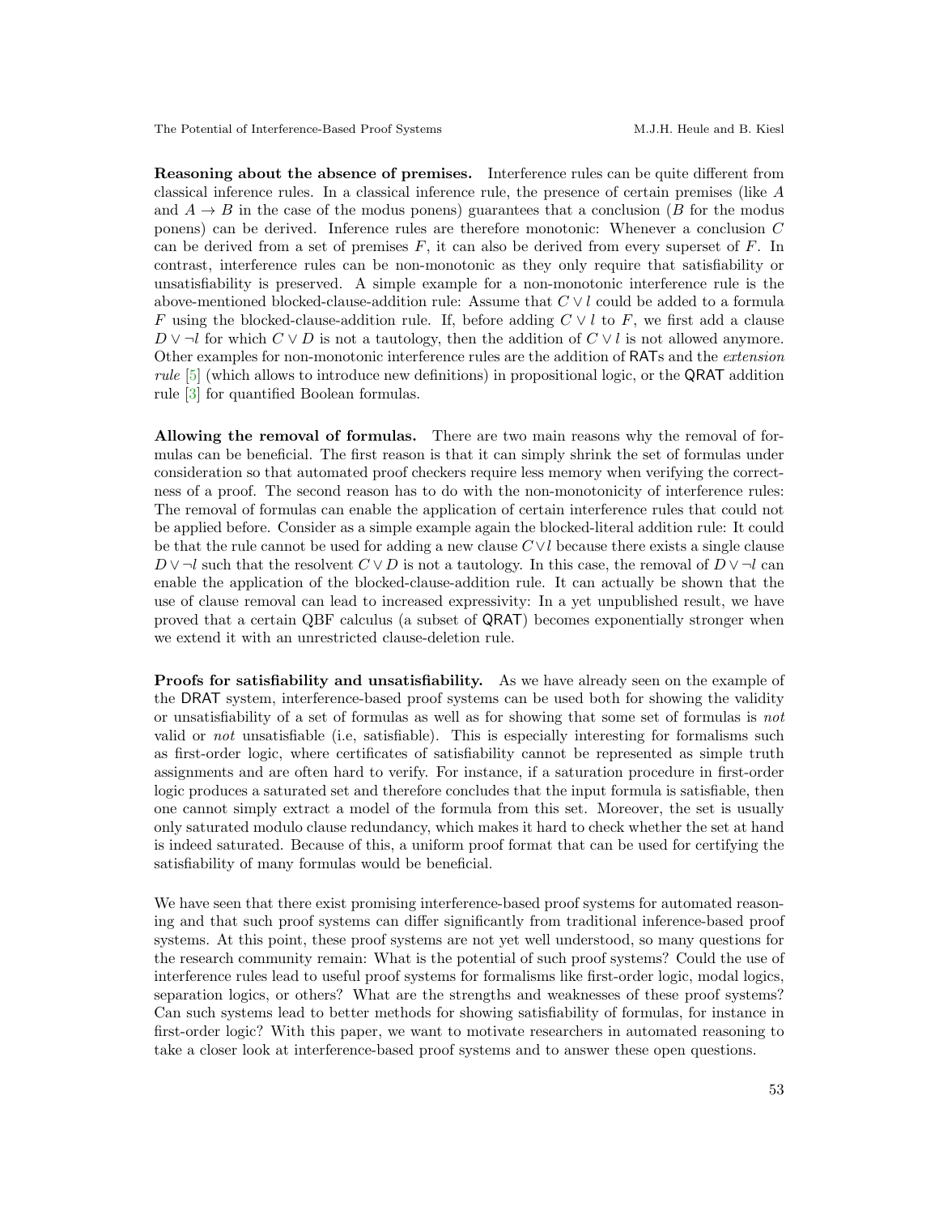**Reasoning about the absence of premises.** Interference rules can be quite different from classical inference rules. In a classical inference rule, the presence of certain premises (like $A$ and $A \rightarrow B$ in the case of the modus ponens) guarantees that a conclusion ($B$ for the modus ponens) can be derived. Inference rules are therefore monotonic: Whenever a conclusion $C$ can be derived from a set of premises $F$, it can also be derived from every superset of $F$. In contrast, interference rules can be non-monotonic as they only require that satisfiability or unsatisfiability is preserved. A simple example for a non-monotonic interference rule is the above-mentioned blocked-clause-addition rule: Assume that $C \vee l$ could be added to a formula $F$ using the blocked-clause-addition rule. If, before adding $C \vee l$ to $F$, we first add a clause $D \vee \neg l$ for which $C \vee D$ is not a tautology, then the addition of $C \vee l$ is not allowed anymore. Other examples for non-monotonic interference rules are the addition of RATs and the *extension rule* [5] (which allows to introduce new definitions) in propositional logic, or the QRAT addition rule [3] for quantified Boolean formulas.

**Allowing the removal of formulas.** There are two main reasons why the removal of formulas can be beneficial. The first reason is that it can simply shrink the set of formulas under consideration so that automated proof checkers require less memory when verifying the correctness of a proof. The second reason has to do with the non-monotonicity of interference rules: The removal of formulas can enable the application of certain interference rules that could not be applied before. Consider as a simple example again the blocked-literal addition rule: It could be that the rule cannot be used for adding a new clause $C \vee l$ because there exists a single clause $D \vee \neg l$ such that the resolvent $C \vee D$ is not a tautology. In this case, the removal of $D \vee \neg l$ can enable the application of the blocked-clause-addition rule. It can actually be shown that the use of clause removal can lead to increased expressivity: In a yet unpublished result, we have proved that a certain QBF calculus (a subset of QRAT) becomes exponentially stronger when we extend it with an unrestricted clause-deletion rule.

**Proofs for satisfiability and unsatisfiability.** As we have already seen on the example of the DRAT system, interference-based proof systems can be used both for showing the validity or unsatisfiability of a set of formulas as well as for showing that some set of formulas is *not* valid or *not* unsatisfiable (i.e, satisfiable). This is especially interesting for formalisms such as first-order logic, where certificates of satisfiability cannot be represented as simple truth assignments and are often hard to verify. For instance, if a saturation procedure in first-order logic produces a saturated set and therefore concludes that the input formula is satisfiable, then one cannot simply extract a model of the formula from this set. Moreover, the set is usually only saturated modulo clause redundancy, which makes it hard to check whether the set at hand is indeed saturated. Because of this, a uniform proof format that can be used for certifying the satisfiability of many formulas would be beneficial.

We have seen that there exist promising interference-based proof systems for automated reasoning and that such proof systems can differ significantly from traditional inference-based proof systems. At this point, these proof systems are not yet well understood, so many questions for the research community remain: What is the potential of such proof systems? Could the use of interference rules lead to useful proof systems for formalisms like first-order logic, modal logics, separation logics, or others? What are the strengths and weaknesses of these proof systems? Can such systems lead to better methods for showing satisfiability of formulas, for instance in first-order logic? With this paper, we want to motivate researchers in automated reasoning to take a closer look at interference-based proof systems and to answer these open questions.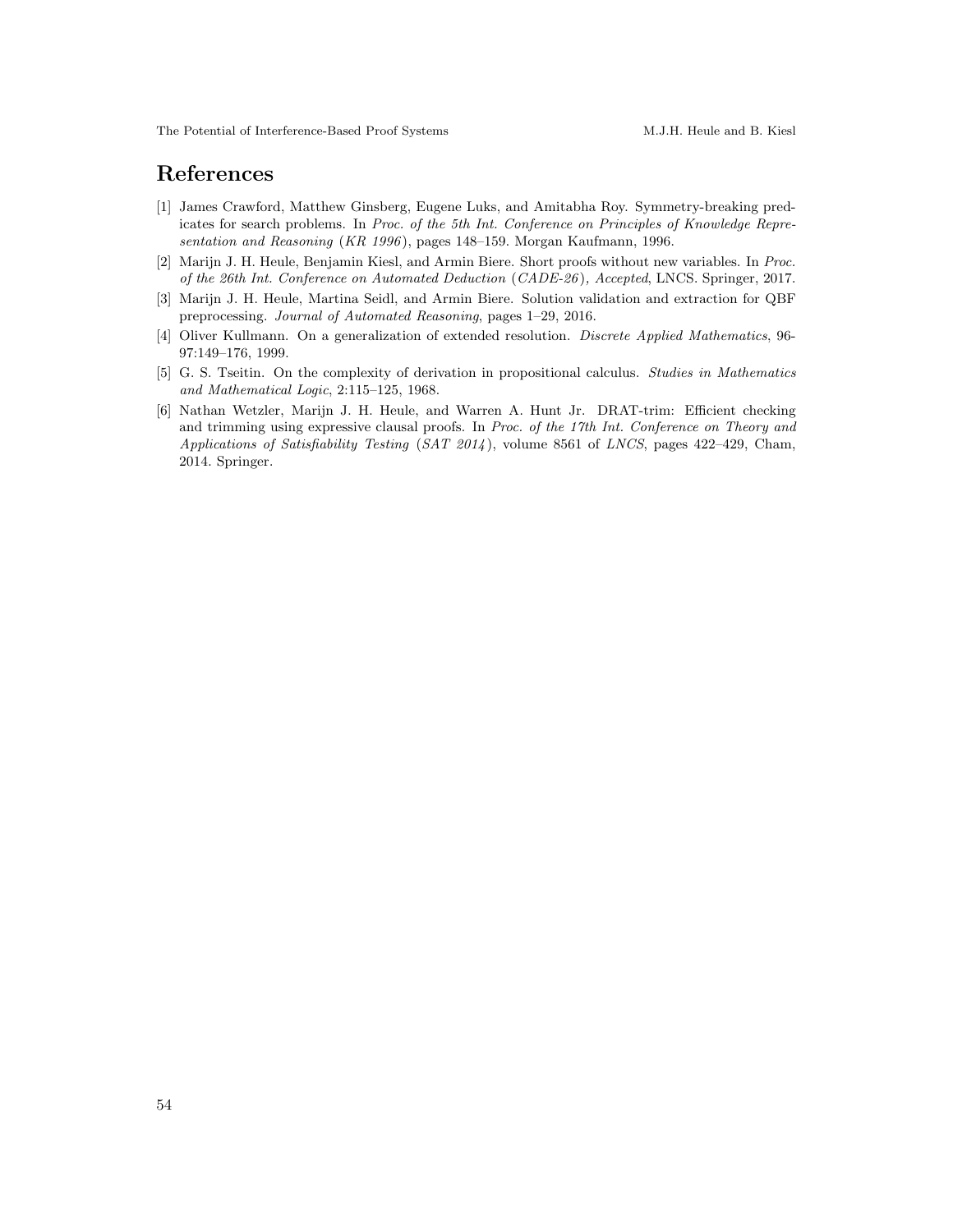# References

[1] James Crawford, Matthew Ginsberg, Eugene Luks, and Amitabha Roy. Symmetry-breaking predicates for search problems. In *Proc. of the 5th Int. Conference on Principles of Knowledge Representation and Reasoning* (*KR 1996*), pages 148–159. Morgan Kaufmann, 1996.

[2] Marijn J. H. Heule, Benjamin Kiesl, and Armin Biere. Short proofs without new variables. In *Proc. of the 26th Int. Conference on Automated Deduction* (*CADE-26*)*, Accepted*, LNCS. Springer, 2017.

[3] Marijn J. H. Heule, Martina Seidl, and Armin Biere. Solution validation and extraction for QBF preprocessing. *Journal of Automated Reasoning*, pages 1–29, 2016.

[4] Oliver Kullmann. On a generalization of extended resolution. *Discrete Applied Mathematics*, 96-97:149–176, 1999.

[5] G. S. Tseitin. On the complexity of derivation in propositional calculus. *Studies in Mathematics and Mathematical Logic*, 2:115–125, 1968.

[6] Nathan Wetzler, Marijn J. H. Heule, and Warren A. Hunt Jr. DRAT-trim: Efficient checking and trimming using expressive clausal proofs. In *Proc. of the 17th Int. Conference on Theory and Applications of Satisfiability Testing* (*SAT 2014*), volume 8561 of *LNCS*, pages 422–429, Cham, 2014. Springer.